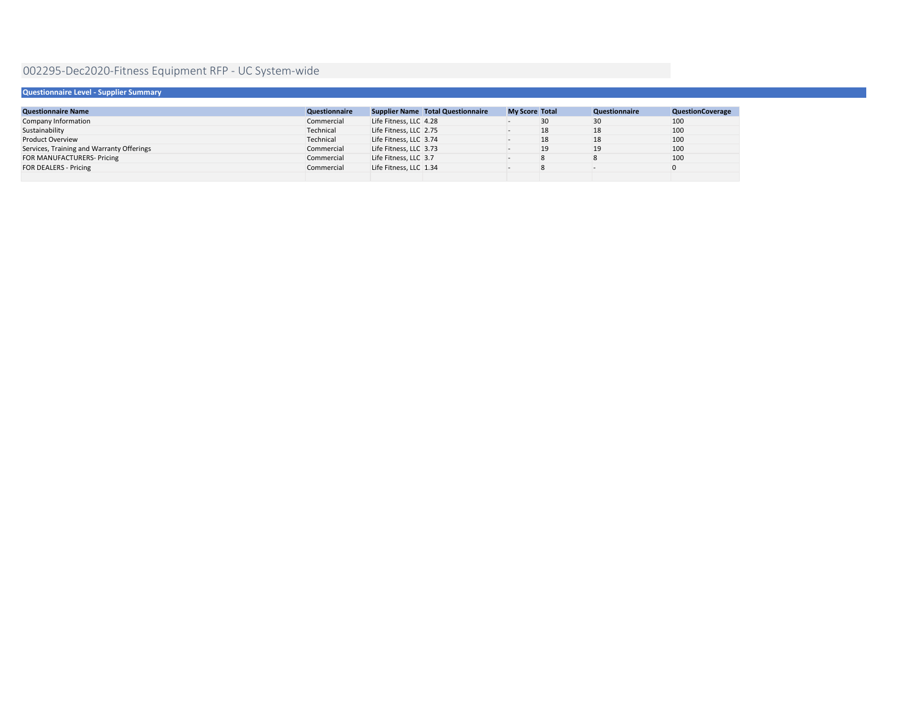# 002295-Dec2020-Fitness Equipment RFP - UC System-wide

## Questionnaire Level - Supplier Summary

| Questionnaire Name | Questionnaire | Supplier Name | Total Questionnaire | My Score | Total | Questionnaire | QuestionCoverage |
|---|---|---|---|---|---|---|---|
| Company Information | Commercial | Life Fitness, LLC | 4.28 | - | 30 | 30 | 100 |
| Sustainability | Technical | Life Fitness, LLC | 2.75 | - | 18 | 18 | 100 |
| Product Overview | Technical | Life Fitness, LLC | 3.74 | - | 18 | 18 | 100 |
| Services, Training and Warranty Offerings | Commercial | Life Fitness, LLC | 3.73 | - | 19 | 19 | 100 |
| FOR MANUFACTURERS- Pricing | Commercial | Life Fitness, LLC | 3.7 | - | 8 | 8 | 100 |
| FOR DEALERS - Pricing | Commercial | Life Fitness, LLC | 1.34 | - | 8 | - | 0 |
| | | | | | | | |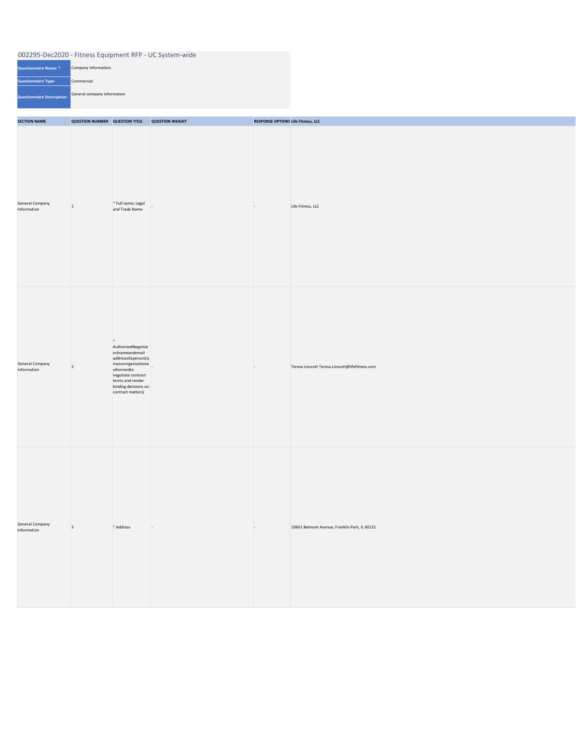002295-Dec2020 - Fitness Equipment RFP - UC System-wide

| | |
|---|---|
| **Questionnaire Name: *** | Company Information |
| **Questionnaire Type:** | Commercial |
| **Questionnaire Description:** | General company information |

| SECTION NAME | QUESTION NUMBER | QUESTION TITLE | QUESTION WEIGHT | RESPONSE OPTIONS | Life Fitness, LLC |
|---|---|---|---|---|---|
| General Company Information | 1 | * Full name; Legal and Trade Name | - | - | Life Fitness, LLC |
| General Company Information | 2 | * AuthorizedNegotiator(nameandemail addressofaperson(s) inyourorganizationauthorizedto negotiate contract terms and render binding decisions on contract matters) | - | - | Teresa Linscott Teresa.Linscott@lifefitness.com |
| General Company Information | 3 | * Address | - | - | 10601 Belmont Avenue, Franklin Park, IL 60131 |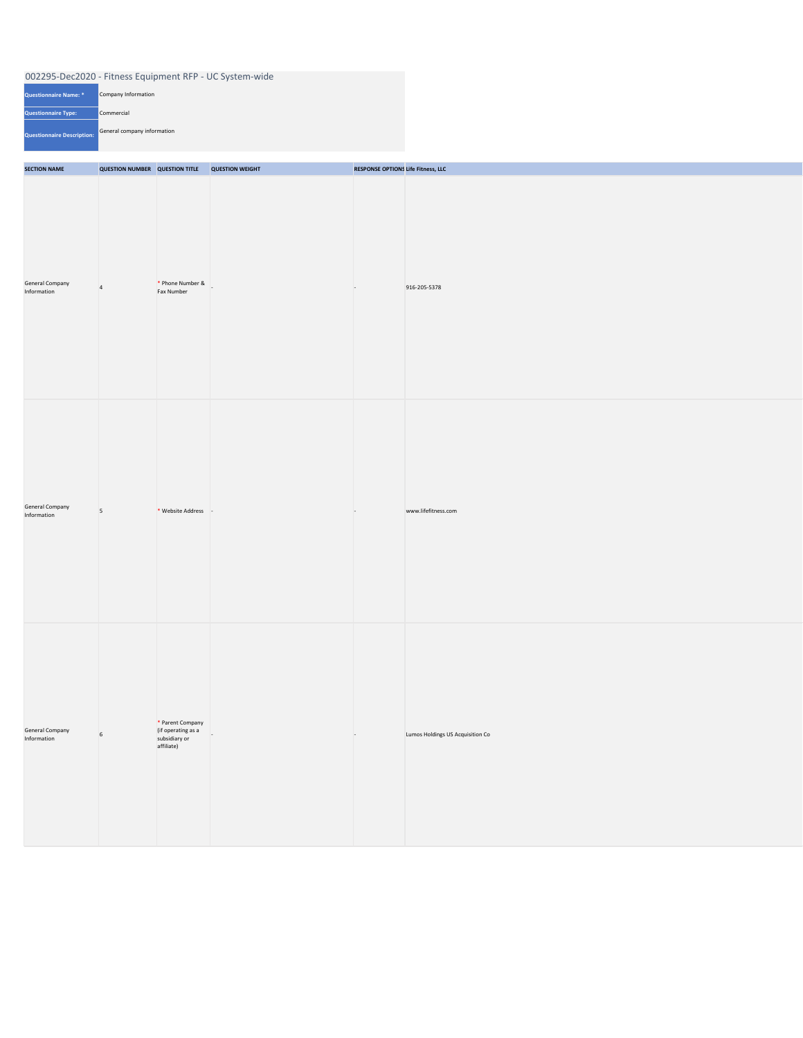002295-Dec2020 - Fitness Equipment RFP - UC System-wide

| Questionnaire Name: * | Company Information |
|---|---|
| Questionnaire Type: | Commercial |
| Questionnaire Description: | General company information |

| SECTION NAME | QUESTION NUMBER | QUESTION TITLE | QUESTION WEIGHT | RESPONSE OPTIONS | Life Fitness, LLC |
|---|---|---|---|---|---|
| General Company Information | 4 | * Phone Number & Fax Number | - | - | 916-205-5378 |
| General Company Information | 5 | * Website Address | - | - | www.lifefitness.com |
| General Company Information | 6 | * Parent Company (if operating as a subsidiary or affiliate) | - | - | Lumos Holdings US Acquisition Co |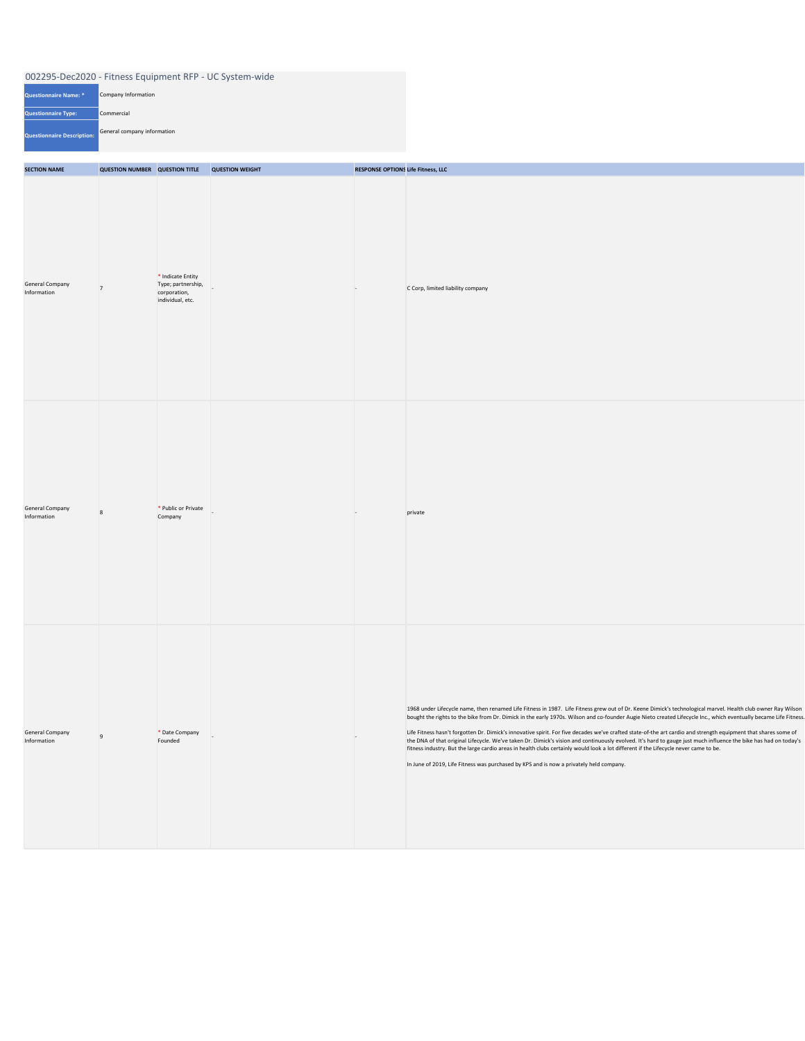## 002295-Dec2020 - Fitness Equipment RFP - UC System-wide

| | |
|---|---|
| **Questionnaire Name: *** | Company Information |
| **Questionnaire Type:** | Commercial |
| **Questionnaire Description:** | General company information |

| SECTION NAME | QUESTION NUMBER | QUESTION TITLE | QUESTION WEIGHT | RESPONSE OPTIONS | Life Fitness, LLC |
|---|---|---|---|---|---|
| General Company Information | 7 | * Indicate Entity Type; partnership, corporation, individual, etc. | - | - | C Corp, limited liability company |
| General Company Information | 8 | * Public or Private Company | - | - | private |
| General Company Information | 9 | * Date Company Founded | - | - | 1968 under Lifecycle name, then renamed Life Fitness in 1987. Life Fitness grew out of Dr. Keene Dimick's technological marvel. Health club owner Ray Wilson bought the rights to the bike from Dr. Dimick in the early 1970s. Wilson and co-founder Augie Nieto created Lifecycle Inc., which eventually became Life Fitness.<br><br>Life Fitness hasn't forgotten Dr. Dimick's innovative spirit. For five decades we've crafted state-of-the art cardio and strength equipment that shares some of the DNA of that original Lifecycle. We've taken Dr. Dimick's vision and continuously evolved. It's hard to gauge just much influence the bike has had on today's fitness industry. But the large cardio areas in health clubs certainly would look a lot different if the Lifecycle never came to be.<br><br>In June of 2019, Life Fitness was purchased by KPS and is now a privately held company. |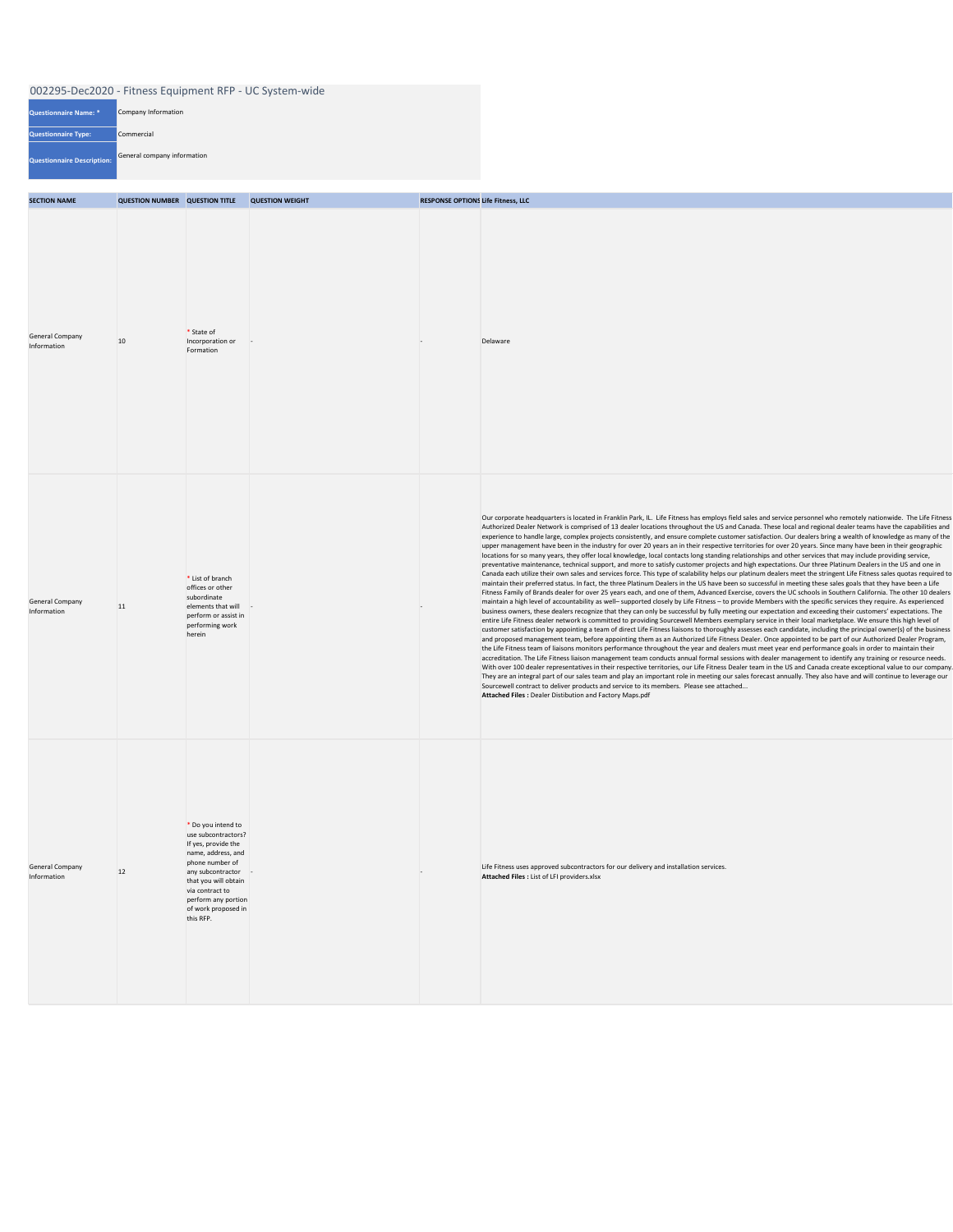## 002295-Dec2020 - Fitness Equipment RFP - UC System-wide

| | |
|---|---|
| **Questionnaire Name: *** | Company Information |
| **Questionnaire Type:** | Commercial |
| **Questionnaire Description:** | General company information |

| SECTION NAME | QUESTION NUMBER | QUESTION TITLE | QUESTION WEIGHT | RESPONSE OPTIONS | Life Fitness, LLC |
|---|---|---|---|---|---|
| General Company Information | 10 | * State of Incorporation or Formation | - | - | Delaware |
| General Company Information | 11 | * List of branch offices or other subordinate elements that will perform or assist in performing work herein | - | - | Our corporate headquarters is located in Franklin Park, IL. Life Fitness has employs field sales and service personnel who remotely nationwide. The Life Fitness Authorized Dealer Network is comprised of 13 dealer locations throughout the US and Canada. These local and regional dealer teams have the capabilities and experience to handle large, complex projects consistently, and ensure complete customer satisfaction. Our dealers bring a wealth of knowledge as many of the upper management have been in the industry for over 20 years an in their respective territories for over 20 years. Since many have been in their geographic locations for so many years, they offer local knowledge, local contacts long standing relationships and other services that may include providing service, preventative maintenance, technical support, and more to satisfy customer projects and high expectations. Our three Platinum Dealers in the US and one in Canada each utilize their own sales and services force. This type of scalability helps our platinum dealers meet the stringent Life Fitness sales quotas required to maintain their preferred status. In fact, the three Platinum Dealers in the US have been so successful in meeting these sales goals that they have been a Life Fitness Family of Brands dealer for over 25 years each, and one of them, Advanced Exercise, covers the UC schools in Southern California. The other 10 dealers maintain a high level of accountability as well– supported closely by Life Fitness – to provide Members with the specific services they require. As experienced business owners, these dealers recognize that they can only be successful by fully meeting our expectation and exceeding their customers' expectations. The entire Life Fitness dealer network is committed to providing Sourcewell Members exemplary service in their local marketplace. We ensure this high level of customer satisfaction by appointing a team of direct Life Fitness liaisons to thoroughly assesses each candidate, including the principal owner(s) of the business and proposed management team, before appointing them as an Authorized Life Fitness Dealer. Once appointed to be part of our Authorized Dealer Program, the Life Fitness team of liaisons monitors performance throughout the year and dealers must meet year end performance goals in order to maintain their accreditation. The Life Fitness liaison management team conducts annual formal sessions with dealer management to identify any training or resource needs. With over 100 dealer representatives in their respective territories, our Life Fitness Dealer team in the US and Canada create exceptional value to our company. They are an integral part of our sales team and play an important role in meeting our sales forecast annually. They also have and will continue to leverage our Sourcewell contract to deliver products and service to its members. Please see attached...<br>**Attached Files :** Dealer Distibution and Factory Maps.pdf |
| General Company Information | 12 | * Do you intend to use subcontractors? If yes, provide the name, address, and phone number of any subcontractor that you will obtain via contract to perform any portion of work proposed in this RFP. | - | - | Life Fitness uses approved subcontractors for our delivery and installation services.<br>**Attached Files :** List of LFI providers.xlsx |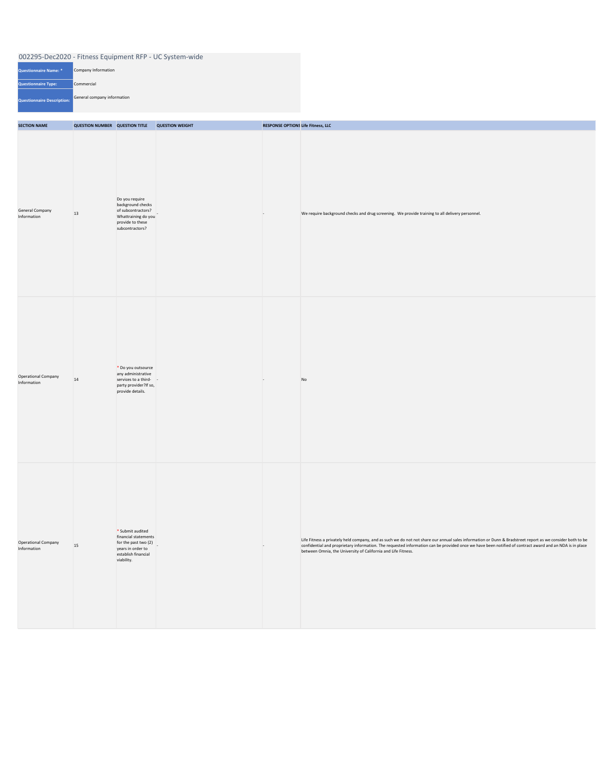## 002295-Dec2020 - Fitness Equipment RFP - UC System-wide

| | |
|---|---|
| **Questionnaire Name: *** | Company Information |
| **Questionnaire Type:** | Commercial |
| **Questionnaire Description:** | General company information |

| SECTION NAME | QUESTION NUMBER | QUESTION TITLE | QUESTION WEIGHT | RESPONSE OPTIONS | Life Fitness, LLC |
|---|---|---|---|---|---|
| General Company Information | 13 | Do you require background checks of subcontractors? Whattraining do you provide to these subcontractors? | - | - | We require background checks and drug screening. We provide training to all delivery personnel. |
| Operational Company Information | 14 | * Do you outsource any administrative services to a third-party provider?If so, provide details. | - | - | No |
| Operational Company Information | 15 | * Submit audited financial statements for the past two (2) years in order to establish financial viability. | - | - | Life Fitness a privately held company, and as such we do not not share our annual sales information or Dunn & Bradstreet report as we consider both to be confidential and proprietary information. The requested information can be provided once we have been notified of contract award and an NDA is in place between Omnia, the University of California and Life Fitness. |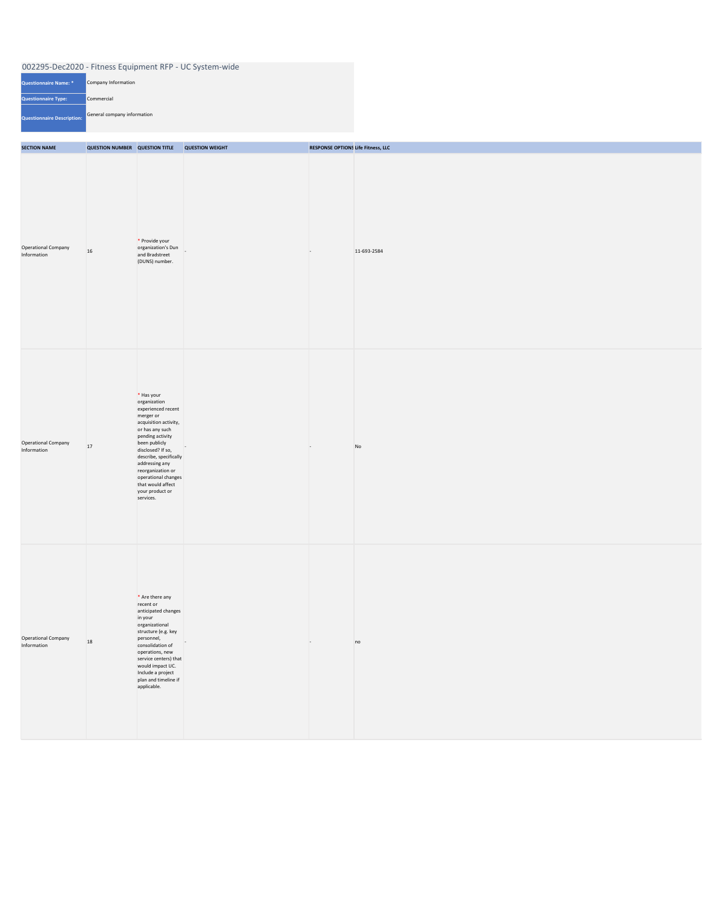002295-Dec2020 - Fitness Equipment RFP - UC System-wide

| | |
|---|---|
| Questionnaire Name: * | Company Information |
| Questionnaire Type: | Commercial |
| Questionnaire Description: | General company information |

| SECTION NAME | QUESTION NUMBER | QUESTION TITLE | QUESTION WEIGHT | RESPONSE OPTIONS | Life Fitness, LLC |
|---|---|---|---|---|---|
| Operational Company Information | 16 | * Provide your organization's Dun and Bradstreet (DUNS) number. | - | - | 11-693-2584 |
| Operational Company Information | 17 | * Has your organization experienced recent merger or acquisition activity, or has any such pending activity been publicly disclosed? If so, describe, specifically addressing any reorganization or operational changes that would affect your product or services. | - | - | No |
| Operational Company Information | 18 | * Are there any recent or anticipated changes in your organizational structure (e.g. key personnel, consolidation of operations, new service centers) that would impact UC. Include a project plan and timeline if applicable. | - | - | no |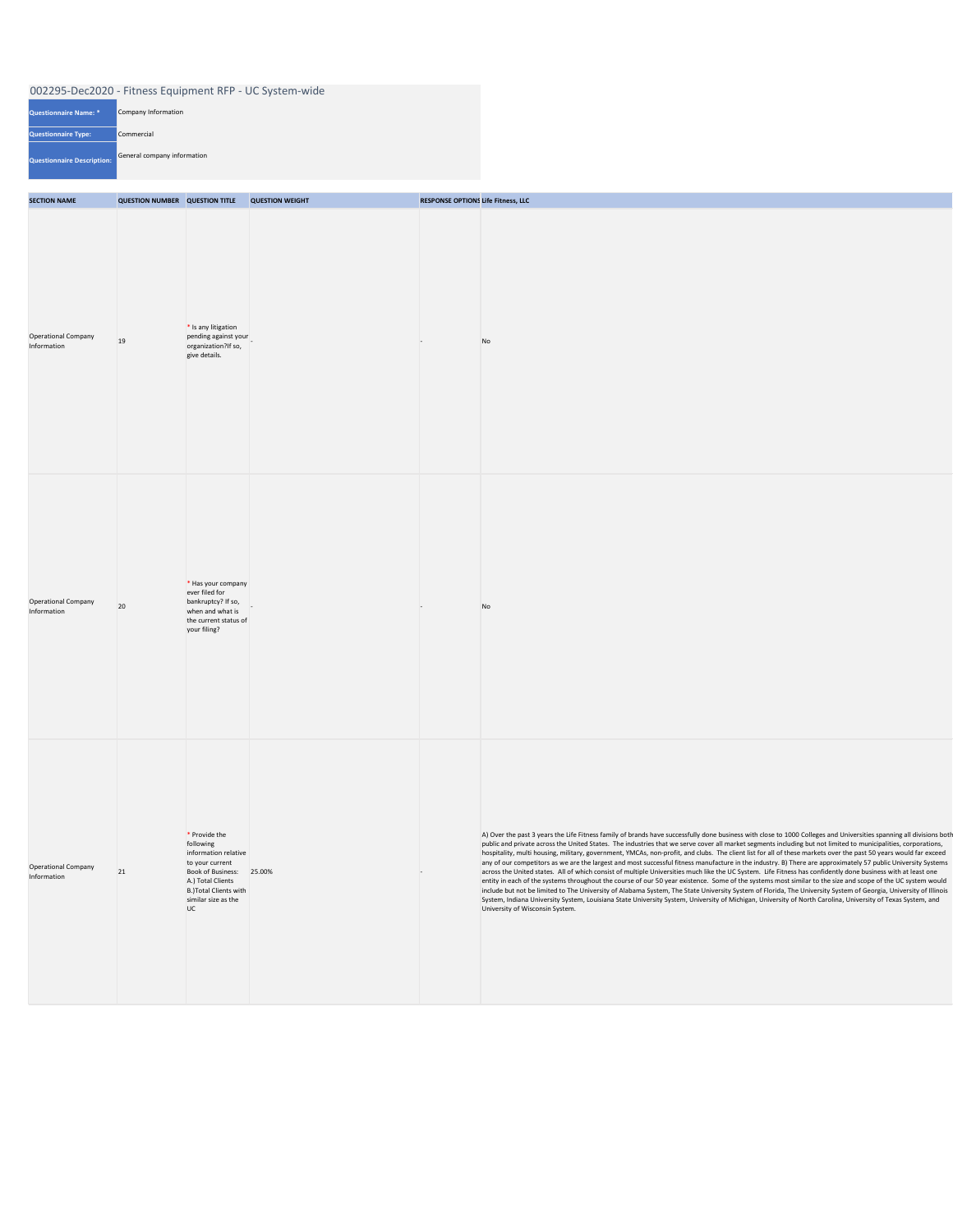## 002295-Dec2020 - Fitness Equipment RFP - UC System-wide

| | |
|---|---|
| **Questionnaire Name: *** | Company Information |
| **Questionnaire Type:** | Commercial |
| **Questionnaire Description:** | General company information |

| SECTION NAME | QUESTION NUMBER | QUESTION TITLE | QUESTION WEIGHT | RESPONSE OPTIONS | Life Fitness, LLC |
|---|---|---|---|---|---|
| Operational Company Information | 19 | * Is any litigation pending against your organization?If so, give details. | - | - | No |
| Operational Company Information | 20 | * Has your company ever filed for bankruptcy? If so, when and what is the current status of your filing? | - | - | No |
| Operational Company Information | 21 | * Provide the following information relative to your current Book of Business: A.) Total Clients B.)Total Clients with similar size as the UC | 25.00% | - | A) Over the past 3 years the Life Fitness family of brands have successfully done business with close to 1000 Colleges and Universities spanning all divisions both public and private across the United States. The industries that we serve cover all market segments including but not limited to municipalities, corporations, hospitality, multi housing, military, government, YMCAs, non-profit, and clubs. The client list for all of these markets over the past 50 years would far exceed any of our competitors as we are the largest and most successful fitness manufacture in the industry. B) There are approximately 57 public University Systems across the United states. All of which consist of multiple Universities much like the UC System. Life Fitness has confidently done business with at least one entity in each of the systems throughout the course of our 50 year existence. Some of the systems most similar to the size and scope of the UC system would include but not be limited to The University of Alabama System, The State University System of Florida, The University System of Georgia, University of Illinois System, Indiana University System, Louisiana State University System, University of Michigan, University of North Carolina, University of Texas System, and University of Wisconsin System. |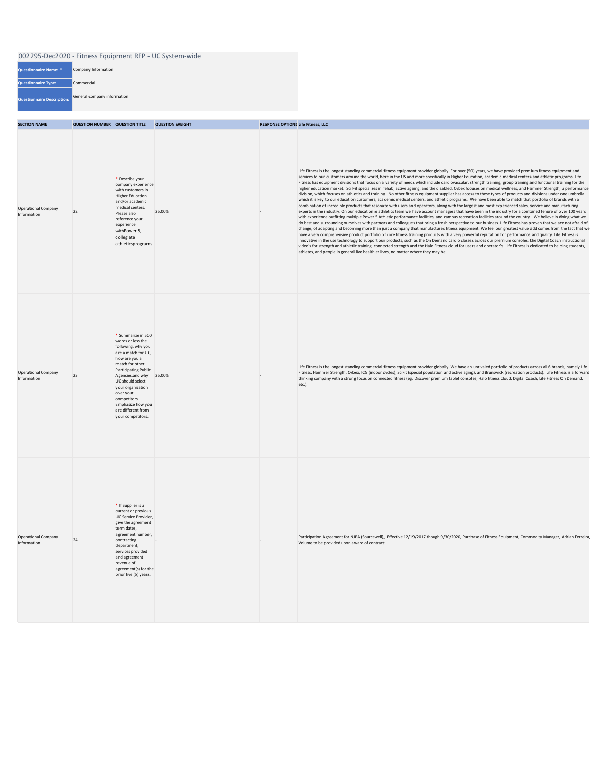## 002295-Dec2020 - Fitness Equipment RFP - UC System-wide

| | |
|---|---|
| **Questionnaire Name: *** | Company Information |
| **Questionnaire Type:** | Commercial |
| **Questionnaire Description:** | General company information |

| SECTION NAME | QUESTION NUMBER | QUESTION TITLE | QUESTION WEIGHT | RESPONSE OPTIONS | Life Fitness, LLC |
|---|---|---|---|---|---|
| Operational Company Information | 22 | * Describe your company experience with customers in Higher Education and/or academic medical centers. Please also reference your experience withPower 5, collegiate athleticsprograms. | 25.00% | - | Life Fitness is the longest standing commercial fitness equipment provider globally. For over (50) years, we have provided premium fitness equipment and services to our customers around the world, here in the US and more specifically in Higher Education, academic medical centers and athletic programs. Life Fitness has equipment divisions that focus on a variety of needs which include cardiovascular, strength training, group training and functional training for the higher education market. Sci Fit specializes in rehab, active ageing, and the disabled; Cybex focuses on medical wellness; and Hammer Strength, a performance division, which focuses on athletics and training. No other fitness equipment supplier has access to these types of products and divisions under one umbrella which it is key to our education customers, academic medical centers, and athletic programs. We have been able to match that portfolio of brands with a combination of incredible products that resonate with users and operators, along with the largest and most experienced sales, service and manufacturing experts in the industry. On our education & athletics team we have account managers that have been in the industry for a combined tenure of over 100 years with experience outfitting multiple Power 5 Athletic performance facilities, and campus recreation facilities around the country. We believe in doing what we do best and surrounding ourselves with partners and colleagues that bring a fresh perspective to our business. Life Fitness has proven that we are not afraid of change, of adapting and becoming more than just a company that manufactures fitness equipment. We feel our greatest value add comes from the fact that we have a very comprehensive product portfolio of core fitness training products with a very powerful reputation for performance and quality. Life Fitness is innovative in the use technology to support our products, such as the On Demand cardio classes across our premium consoles, the Digital Coach instructional video's for strength and athletic training, connected strength and the Halo Fitness cloud for users and operator's. Life Fitness is dedicated to helping students, athletes, and people in general live healthier lives, no matter where they may be. |
| Operational Company Information | 23 | * Summarize in 500 words or less the following: why you are a match for UC, how are you a match for other Participating Public Agencies,and why UC should select your organization over your competitors. Emphasize how you are different from your competitors. | 25.00% | - | Life Fitness is the longest standing commercial fitness equipment provider globally. We have an unrivaled portfolio of products across all 6 brands, namely Life Fitness, Hammer Strength, Cybex, ICG (indoor cycles), SciFit (special population and active aging), and Brunswick (recreation products). Life Fitness is a forward thinking company with a strong focus on connected fitness (eg, Discover premium tablet consoles, Halo fitness cloud, Digital Coach, Life Fitness On Demand, etc.). |
| Operational Company Information | 24 | * If Supplier is a current or previous UC Service Provider, give the agreement term dates, agreement number, contracting department, services provided and agreement revenue of agreement(s) for the prior five (5) years. | - | - | Participation Agreement for NJPA (Sourcewell), Effective 12/19/2017 though 9/30/2020, Purchase of Fitness Equipment, Commodity Manager, Adrian Ferreira, Volume to be provided upon award of contract. |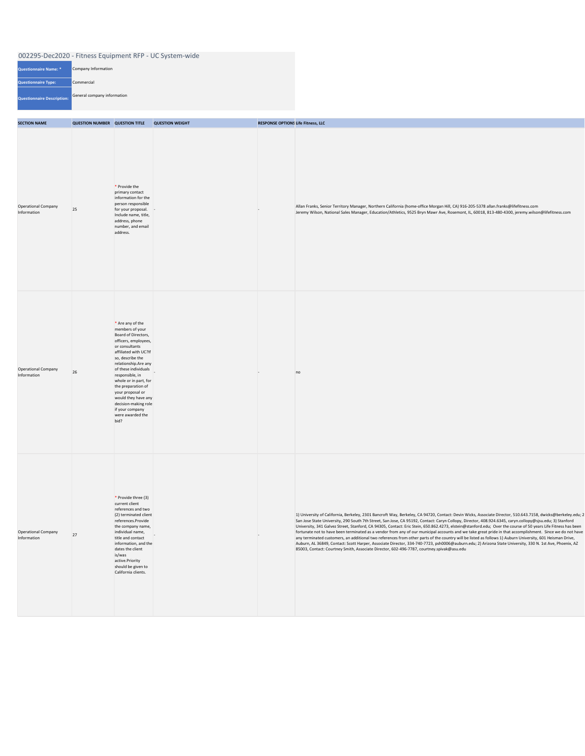## 002295-Dec2020 - Fitness Equipment RFP - UC System-wide

| | |
|---|---|
| **Questionnaire Name: *** | Company Information |
| **Questionnaire Type:** | Commercial |
| **Questionnaire Description:** | General company information |

| SECTION NAME | QUESTION NUMBER | QUESTION TITLE | QUESTION WEIGHT | RESPONSE OPTIONS | Life Fitness, LLC |
|---|---|---|---|---|---|
| Operational Company Information | 25 | * Provide the primary contact information for the person responsible for your proposal. Include name, title, address, phone number, and email address. | - | - | Allan Franks, Senior Territory Manager, Northern California (home-office Morgan Hill, CA) 916-205-5378 allan.franks@lifefitness.com<br>Jeremy Wilson, National Sales Manager, Education/Athletics, 9525 Bryn Mawr Ave, Rosemont, IL, 60018, 813-480-4300, jeremy.wilson@lifefitness.com |
| Operational Company Information | 26 | * Are any of the members of your Board of Directors, officers, employees, or consultants affiliated with UC?If so, describe the relationship.Are any of these individuals responsible, in whole or in part, for the preparation of your proposal or would they have any decision-making role if your company were awarded the bid? | - | - | no |
| Operational Company Information | 27 | * Provide three (3) current client references and two (2) terminated client references.Provide the company name, individual name, title and contact information, and the dates the client is/was active.Priority should be given to California clients. | - | - | 1) University of California, Berkeley, 2301 Bancroft Way, Berkeley, CA 94720, Contact: Devin Wicks, Associate Director, 510.643.7158, dwicks@berkeley.edu; 2 San Jose State University, 290 South 7th Street, San Jose, CA 95192, Contact: Caryn Collopy, Director, 408.924.6345, caryn.collopy@sjsu.edu; 3) Stanford University, 341 Galvez Street, Stanford, CA 94305, Contact: Eric Stein, 650.862.4273, elstein@stanford.edu; Over the course of 50 years Life Fitness has been fortunate not to have been terminated as a vendor from any of our municipal accounts and we take great pride in that accomplishment. Since we do not have any terminated customers, an additional two references from other parts of the country will be listed as follows 1) Auburn University, 601 Heisman Drive, Auburn, AL 36849, Contact: Scott Harper, Associate Director, 334-740-7723, psh0006@auburn.edu; 2) Arizona State University, 330 N. 1st Ave, Phoenix, AZ 85003, Contact: Courtney Smith, Associate Director, 602-496-7787, courtney.spivak@asu.edu |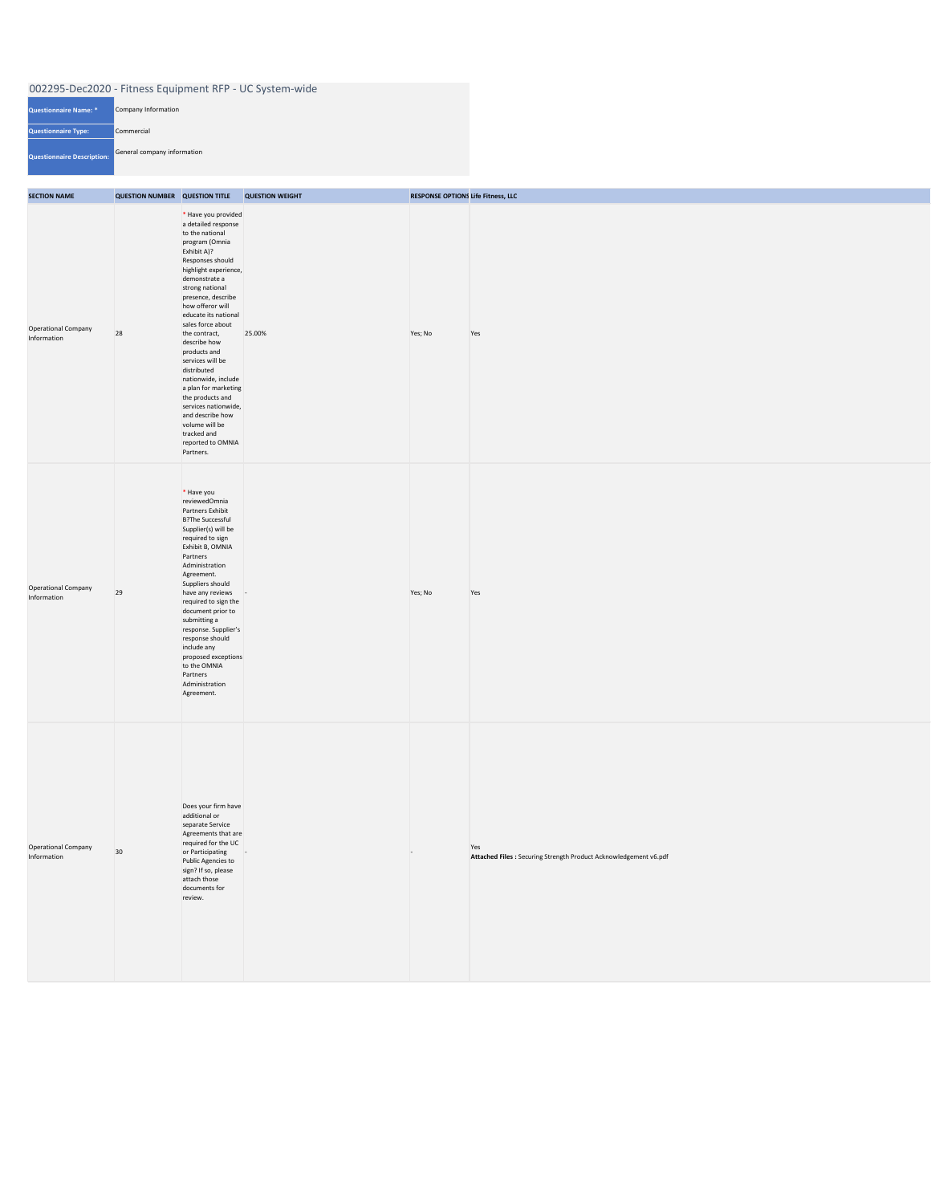## 002295-Dec2020 - Fitness Equipment RFP - UC System-wide

| | |
|---|---|
| **Questionnaire Name: *** | Company Information |
| **Questionnaire Type:** | Commercial |
| **Questionnaire Description:** | General company information |

| SECTION NAME | QUESTION NUMBER | QUESTION TITLE | QUESTION WEIGHT | RESPONSE OPTIONS | Life Fitness, LLC |
|---|---|---|---|---|---|
| Operational Company Information | 28 | * Have you provided a detailed response to the national program (Omnia Exhibit A)? Responses should highlight experience, demonstrate a strong national presence, describe how offeror will educate its national sales force about the contract, describe how products and services will be distributed nationwide, include a plan for marketing the products and services nationwide, and describe how volume will be tracked and reported to OMNIA Partners. | 25.00% | Yes; No | Yes |
| Operational Company Information | 29 | * Have you reviewedOmnia Partners Exhibit B?The Successful Supplier(s) will be required to sign Exhibit B, OMNIA Partners Administration Agreement. Suppliers should have any reviews required to sign the document prior to submitting a response. Supplier's response should include any proposed exceptions to the OMNIA Partners Administration Agreement. | - | Yes; No | Yes |
| Operational Company Information | 30 | Does your firm have additional or separate Service Agreements that are required for the UC or Participating Public Agencies to sign? If so, please attach those documents for review. | - | - | Yes<br>**Attached Files :** Securing Strength Product Acknowledgement v6.pdf |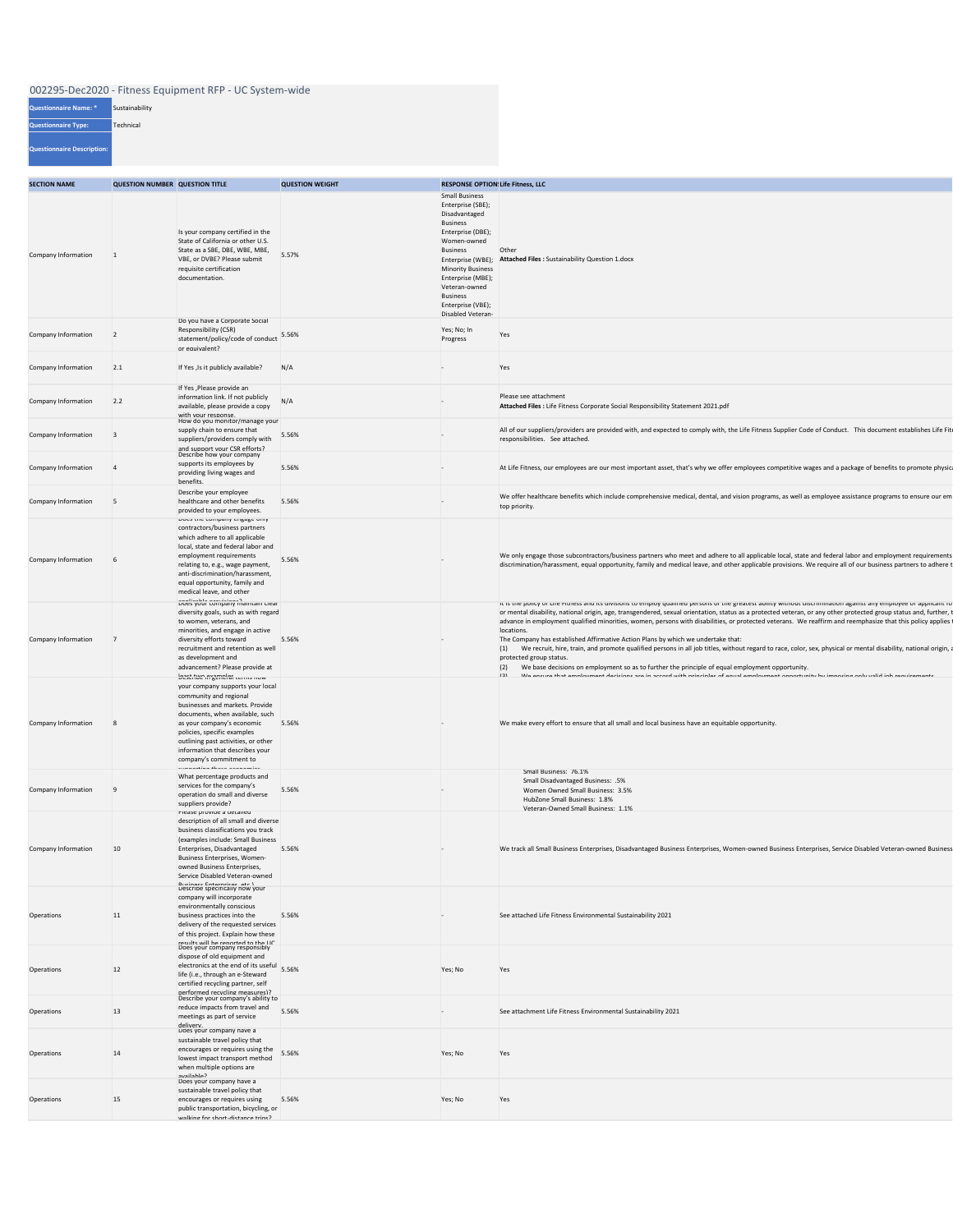002295-Dec2020 - Fitness Equipment RFP - UC System-wide

| | |
|---|---|
| **Questionnaire Name: *** | Sustainability |
| **Questionnaire Type:** | Technical |
| **Questionnaire Description:** | |

| SECTION NAME | QUESTION NUMBER | QUESTION TITLE | QUESTION WEIGHT | RESPONSE OPTION | Life Fitness, LLC |
|---|---|---|---|---|---|
| Company Information | 1 | Is your company certified in the State of California or other U.S. State as a SBE, DBE, WBE, MBE, VBE, or DVBE? Please submit requisite certification documentation. | 5.57% | Small Business Enterprise (SBE); Disadvantaged Business Enterprise (DBE); Women-owned Business Enterprise (WBE); Minority Business Enterprise (MBE); Veteran-owned Business Enterprise (VBE); Disabled Veteran- | Other **Attached Files :** Sustainability Question 1.docx |
| Company Information | 2 | Do you have a Corporate Social Responsibility (CSR) statement/policy/code of conduct or equivalent? | 5.56% | Yes; No; In Progress | Yes |
| Company Information | 2.1 | If Yes ,Is it publicly available? | N/A | - | Yes |
| Company Information | 2.2 | If Yes ,Please provide an information link. If not publicly available, please provide a copy with your response. | N/A | - | Please see attachment **Attached Files :** Life Fitness Corporate Social Responsibility Statement 2021.pdf |
| Company Information | 3 | How do you monitor/manage your supply chain to ensure that suppliers/providers comply with and support your CSR efforts? | 5.56% | - | All of our suppliers/providers are provided with, and expected to comply with, the Life Fitness Supplier Code of Conduct. This document establishes Life Fit responsibilities. See attached. |
| Company Information | 4 | Describe how your company supports its employees by providing living wages and benefits. | 5.56% | - | At Life Fitness, our employees are our most important asset, that's why we offer employees competitive wages and a package of benefits to promote physica |
| Company Information | 5 | Describe your employee healthcare and other benefits provided to your employees. | 5.56% | - | We offer healthcare benefits which include comprehensive medical, dental, and vision programs, as well as employee assistance programs to ensure our em top priority. |
| Company Information | 6 | Does the company engage only contractors/business partners which adhere to all applicable local, state and federal labor and employment requirements relating to, e.g., wage payment, anti-discrimination/harassment, equal opportunity, family and medical leave, and other applicable provisions? | 5.56% | - | We only engage those subcontractors/business partners who meet and adhere to all applicable local, state and federal labor and employment requirements discrimination/harassment, equal opportunity, family and medical leave, and other applicable provisions. We require all of our business partners to adhere t |
| Company Information | 7 | Does your company maintain clear diversity goals, such as with regard to women, veterans, and minorities, and engage in active diversity efforts toward recruitment and retention as well as development and advancement? Please provide at least two examples. | 5.56% | - | It is the policy of Life Fitness and its divisions to employ qualified persons of the greatest ability without discrimination against any employee or applicant fo or mental disability, national origin, age, transgendered, sexual orientation, status as a protected veteran, or any other protected group status and, further, t advance in employment qualified minorities, women, persons with disabilities, or protected veterans. We reaffirm and reemphasize that this policy applies t locations.<br>The Company has established Affirmative Action Plans by which we undertake that:<br>(1) We recruit, hire, train, and promote qualified persons in all job titles, without regard to race, color, sex, physical or mental disability, national origin, a protected group status.<br>(2) We base decisions on employment so as to further the principle of equal employment opportunity.<br>(3) We ensure that employment decisions are in accord with principles of equal employment opportunity by imposing only valid job requirements |
| Company Information | 8 | Describe in general terms how your company supports your local community and regional businesses and markets. Provide documents, when available, such as your company's economic policies, specific examples outlining past activities, or other information that describes your company's commitment to supporting these economies. | 5.56% | - | We make every effort to ensure that all small and local business have an equitable opportunity. |
| Company Information | 9 | What percentage products and services for the company's operation do small and diverse suppliers provide? | 5.56% | - | Small Business: 76.1%<br>Small Disadvantaged Business: .5%<br>Women Owned Small Business: 3.5%<br>HubZone Small Business: 1.8%<br>Veteran-Owned Small Business: 1.1% |
| Company Information | 10 | Please provide a detailed description of all small and diverse business classifications you track (examples include: Small Business Enterprises, Disadvantaged Business Enterprises, Women-owned Business Enterprises, Service Disabled Veteran-owned Business Enterprises, etc.) | 5.56% | - | We track all Small Business Enterprises, Disadvantaged Business Enterprises, Women-owned Business Enterprises, Service Disabled Veteran-owned Business |
| Operations | 11 | Describe specifically how your company will incorporate environmentally conscious business practices into the delivery of the requested services of this project. Explain how these results will be reported to the UC | 5.56% | - | See attached Life Fitness Environmental Sustainability 2021 |
| Operations | 12 | Does your company responsibly dispose of old equipment and electronics at the end of its useful life (i.e., through an e-Steward certified recycling partner, self performed recycling measures)? | 5.56% | Yes; No | Yes |
| Operations | 13 | Describe your company's ability to reduce impacts from travel and meetings as part of service delivery. | 5.56% | - | See attachment Life Fitness Environmental Sustainability 2021 |
| Operations | 14 | Does your company have a sustainable travel policy that encourages or requires using the lowest impact transport method when multiple options are available? | 5.56% | Yes; No | Yes |
| Operations | 15 | Does your company have a sustainable travel policy that encourages or requires using public transportation, bicycling, or walking for short-distance trips? | 5.56% | Yes; No | Yes |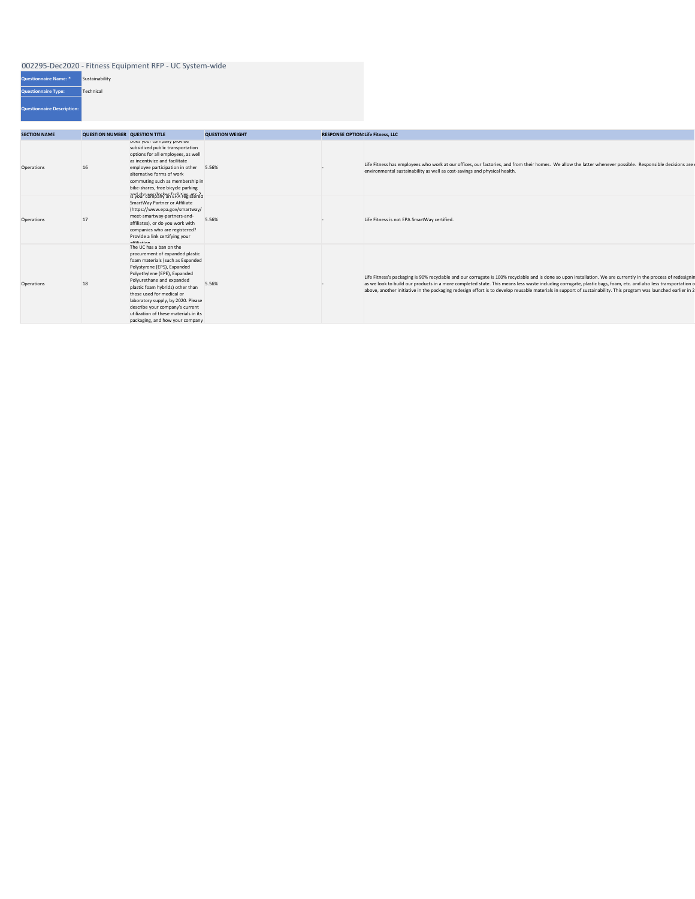002295-Dec2020 - Fitness Equipment RFP - UC System-wide

| | |
|---|---|
| **Questionnaire Name: *** | Sustainability |
| **Questionnaire Type:** | Technical |
| **Questionnaire Description:** | |

| SECTION NAME | QUESTION NUMBER | QUESTION TITLE | QUESTION WEIGHT | RESPONSE OPTION | Life Fitness, LLC |
|---|---|---|---|---|---|
| Operations | 16 | Does your company provide subsidized public transportation options for all employees, as well as incentivize and facilitate employee participation in other alternative forms of work commuting such as membership in bike-shares, free bicycle parking and shower/locker facilities, etc.? | 5.56% | - | Life Fitness has employees who work at our offices, our factories, and from their homes. We allow the latter whenever possible. Responsible decisions are environmental sustainability as well as cost-savings and physical health. |
| Operations | 17 | Is your company an EPA registered SmartWay Partner or Affiliate (https://www.epa.gov/smartway/meet-smartway-partners-and-affiliates), or do you work with companies who are registered? Provide a link certifying your affiliation | 5.56% | - | Life Fitness is not EPA SmartWay certified. |
| Operations | 18 | The UC has a ban on the procurement of expanded plastic foam materials (such as Expanded Polystyrene (EPS), Expanded Polyethylene (EPE), Expanded Polyurethane and expanded plastic foam hybrids) other than those used for medical or laboratory supply, by 2020. Please describe your company's current utilization of these materials in its packaging, and how your company | 5.56% | - | Life Fitness's packaging is 90% recyclable and our corrugate is 100% recyclable and is done so upon installation. We are currently in the process of redesignin as we look to build our products in a more completed state. This means less waste including corrugate, plastic bags, foam, etc. and also less transportation o above, another initiative in the packaging redesign effort is to develop reusable materials in support of sustainability. This program was launched earlier in 2 |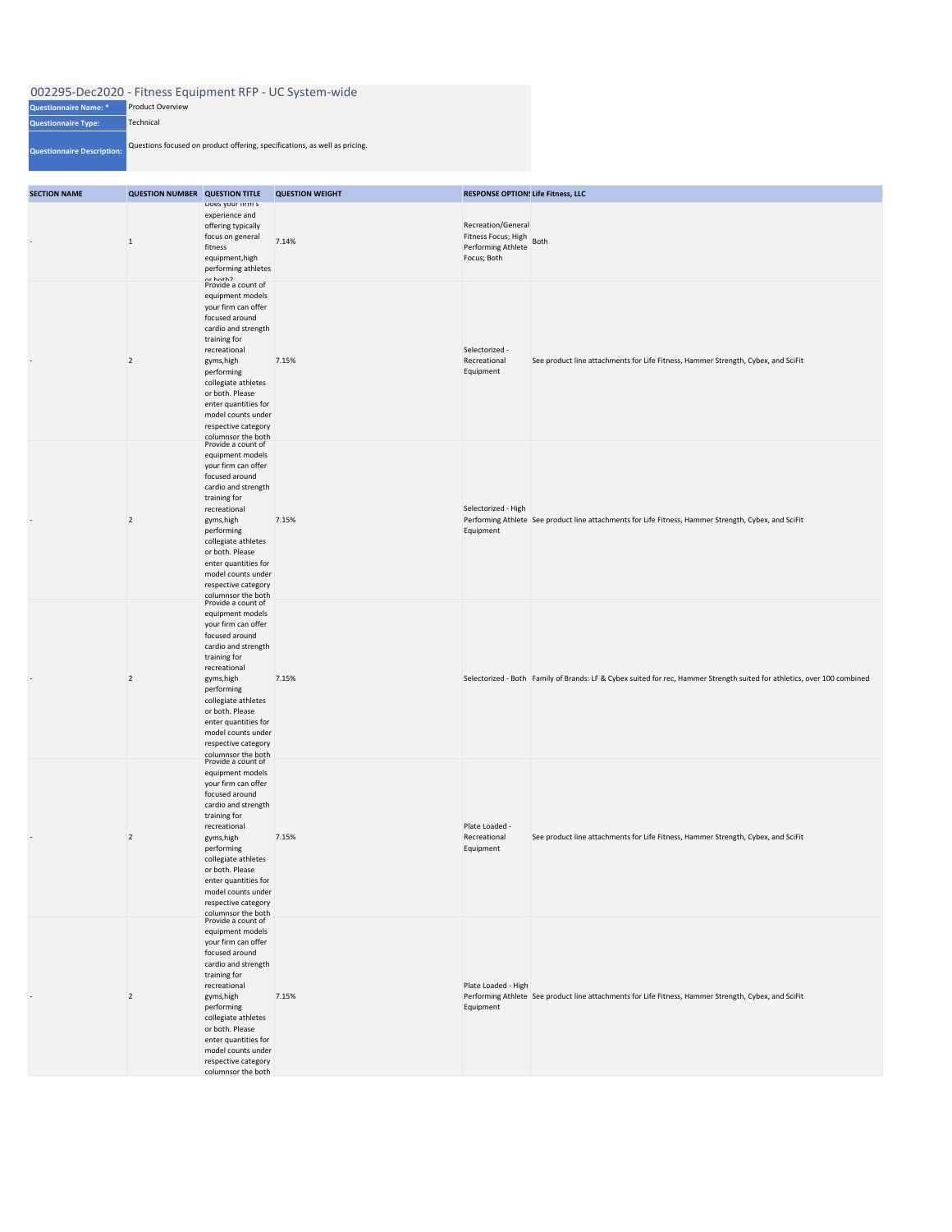# 002295-Dec2020 - Fitness Equipment RFP - UC System-wide

| | |
|---|---|
| **Questionnaire Name: *** | Product Overview |
| **Questionnaire Type:** | Technical |
| **Questionnaire Description:** | Questions focused on product offering, specifications, as well as pricing. |

| SECTION NAME | QUESTION NUMBER | QUESTION TITLE | QUESTION WEIGHT | RESPONSE OPTIONS | Life Fitness, LLC |
|---|---|---|---|---|---|
| - | 1 | Does your firm's experience and offering typically focus on general fitness equipment,high performing athletes or both? | 7.14% | Recreation/General Fitness Focus; High Performing Athlete Focus; Both | Both |
| - | 2 | Provide a count of equipment models your firm can offer focused around cardio and strength training for recreational gyms,high performing collegiate athletes or both. Please enter quantities for model counts under respective category columnsor the both | 7.15% | Selectorized - Recreational Equipment | See product line attachments for Life Fitness, Hammer Strength, Cybex, and SciFit |
| - | 2 | Provide a count of equipment models your firm can offer focused around cardio and strength training for recreational gyms,high performing collegiate athletes or both. Please enter quantities for model counts under respective category columnsor the both | 7.15% | Selectorized - High Performing Athlete Equipment | See product line attachments for Life Fitness, Hammer Strength, Cybex, and SciFit |
| - | 2 | Provide a count of equipment models your firm can offer focused around cardio and strength training for recreational gyms,high performing collegiate athletes or both. Please enter quantities for model counts under respective category columnsor the both | 7.15% | Selectorized - Both | Family of Brands: LF & Cybex suited for rec, Hammer Strength suited for athletics, over 100 combined |
| - | 2 | Provide a count of equipment models your firm can offer focused around cardio and strength training for recreational gyms,high performing collegiate athletes or both. Please enter quantities for model counts under respective category columnsor the both | 7.15% | Plate Loaded - Recreational Equipment | See product line attachments for Life Fitness, Hammer Strength, Cybex, and SciFit |
| - | 2 | Provide a count of equipment models your firm can offer focused around cardio and strength training for recreational gyms,high performing collegiate athletes or both. Please enter quantities for model counts under respective category columnsor the both | 7.15% | Plate Loaded - High Performing Athlete Equipment | See product line attachments for Life Fitness, Hammer Strength, Cybex, and SciFit |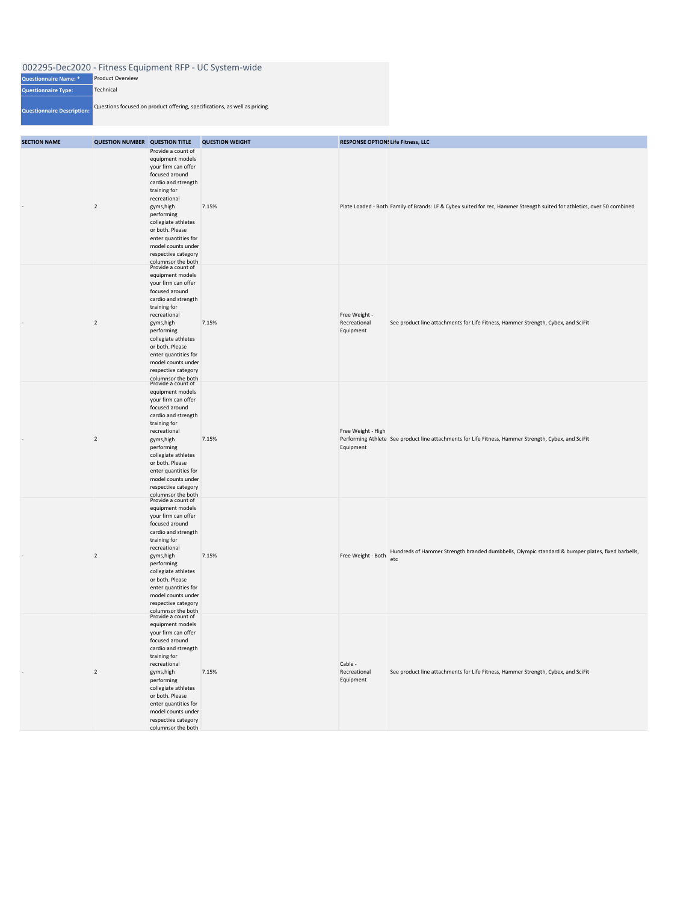# 002295-Dec2020 - Fitness Equipment RFP - UC System-wide

| | |
|---|---|
| **Questionnaire Name: *** | Product Overview |
| **Questionnaire Type:** | Technical |
| **Questionnaire Description:** | Questions focused on product offering, specifications, as well as pricing. |

| SECTION NAME | QUESTION NUMBER | QUESTION TITLE | QUESTION WEIGHT | RESPONSE OPTIONS | Life Fitness, LLC |
|---|---|---|---|---|---|
| - | 2 | Provide a count of equipment models your firm can offer focused around cardio and strength training for recreational gyms,high performing collegiate athletes or both. Please enter quantities for model counts under respective category columnsor the both | 7.15% | Plate Loaded - Both | Family of Brands: LF & Cybex suited for rec, Hammer Strength suited for athletics, over 50 combined |
| - | 2 | Provide a count of equipment models your firm can offer focused around cardio and strength training for recreational gyms,high performing collegiate athletes or both. Please enter quantities for model counts under respective category columnsor the both | 7.15% | Free Weight - Recreational Equipment | See product line attachments for Life Fitness, Hammer Strength, Cybex, and SciFit |
| - | 2 | Provide a count of equipment models your firm can offer focused around cardio and strength training for recreational gyms,high performing collegiate athletes or both. Please enter quantities for model counts under respective category columnsor the both | 7.15% | Free Weight - High Performing Athlete Equipment | See product line attachments for Life Fitness, Hammer Strength, Cybex, and SciFit |
| - | 2 | Provide a count of equipment models your firm can offer focused around cardio and strength training for recreational gyms,high performing collegiate athletes or both. Please enter quantities for model counts under respective category columnsor the both | 7.15% | Free Weight - Both | Hundreds of Hammer Strength branded dumbbells, Olympic standard & bumper plates, fixed barbells, etc |
| - | 2 | Provide a count of equipment models your firm can offer focused around cardio and strength training for recreational gyms,high performing collegiate athletes or both. Please enter quantities for model counts under respective category columnsor the both | 7.15% | Cable - Recreational Equipment | See product line attachments for Life Fitness, Hammer Strength, Cybex, and SciFit |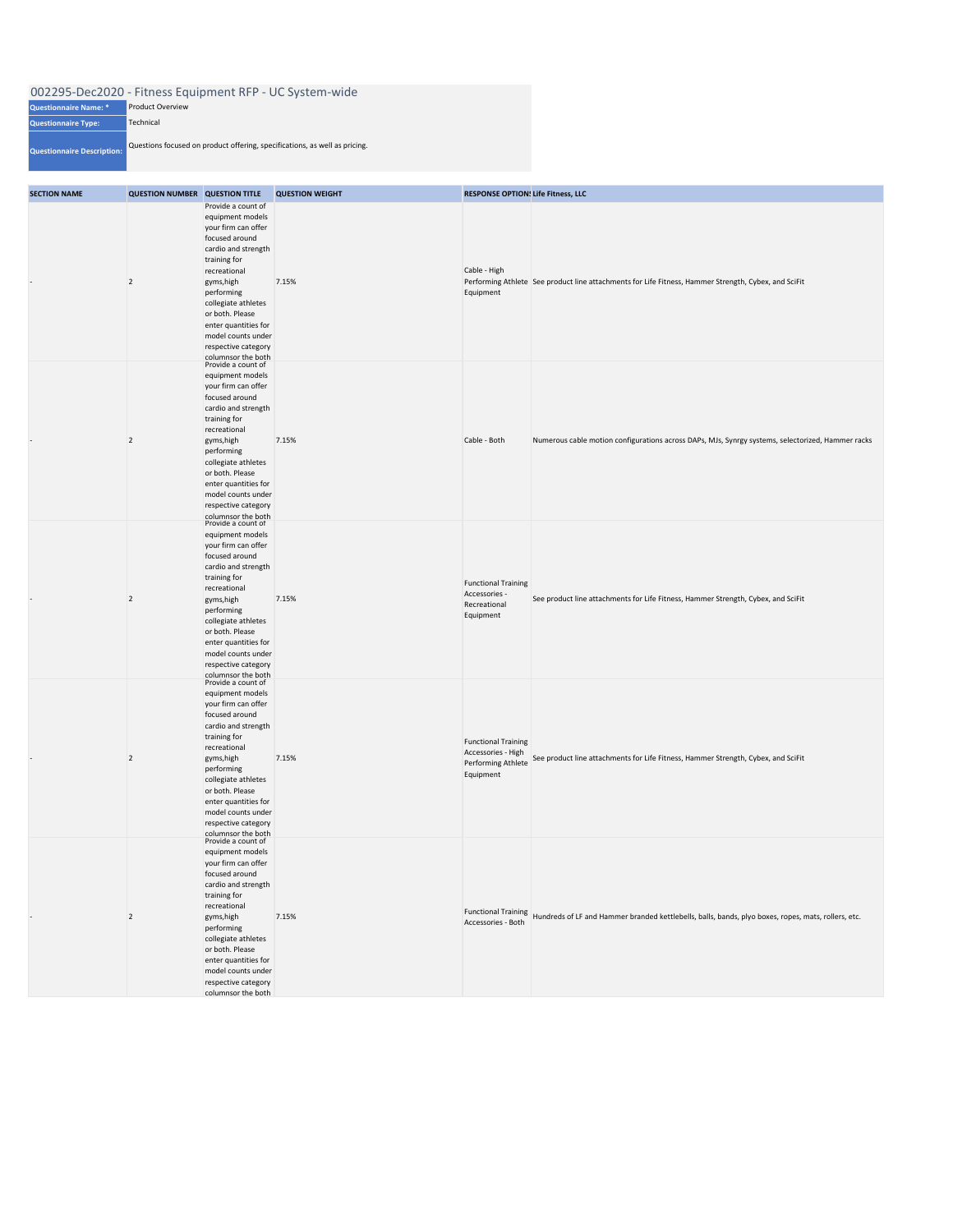# 002295-Dec2020 - Fitness Equipment RFP - UC System-wide

| | |
|---|---|
| **Questionnaire Name: *** | Product Overview |
| **Questionnaire Type:** | Technical |
| **Questionnaire Description:** | Questions focused on product offering, specifications, as well as pricing. |

| SECTION NAME | QUESTION NUMBER | QUESTION TITLE | QUESTION WEIGHT | RESPONSE OPTIONS | Life Fitness, LLC |
|---|---|---|---|---|---|
| - | 2 | Provide a count of equipment models your firm can offer focused around cardio and strength training for recreational gyms,high performing collegiate athletes or both. Please enter quantities for model counts under respective category columnsor the both | 7.15% | Cable - High Performing Athlete Equipment | See product line attachments for Life Fitness, Hammer Strength, Cybex, and SciFit |
| - | 2 | Provide a count of equipment models your firm can offer focused around cardio and strength training for recreational gyms,high performing collegiate athletes or both. Please enter quantities for model counts under respective category columnsor the both | 7.15% | Cable - Both | Numerous cable motion configurations across DAPs, MJs, Synrgy systems, selectorized, Hammer racks |
| - | 2 | Provide a count of equipment models your firm can offer focused around cardio and strength training for recreational gyms,high performing collegiate athletes or both. Please enter quantities for model counts under respective category columnsor the both | 7.15% | Functional Training Accessories - Recreational Equipment | See product line attachments for Life Fitness, Hammer Strength, Cybex, and SciFit |
| - | 2 | Provide a count of equipment models your firm can offer focused around cardio and strength training for recreational gyms,high performing collegiate athletes or both. Please enter quantities for model counts under respective category columnsor the both | 7.15% | Functional Training Accessories - High Performing Athlete Equipment | See product line attachments for Life Fitness, Hammer Strength, Cybex, and SciFit |
| - | 2 | Provide a count of equipment models your firm can offer focused around cardio and strength training for recreational gyms,high performing collegiate athletes or both. Please enter quantities for model counts under respective category columnsor the both | 7.15% | Functional Training Accessories - Both | Hundreds of LF and Hammer branded kettlebells, balls, bands, plyo boxes, ropes, mats, rollers, etc. |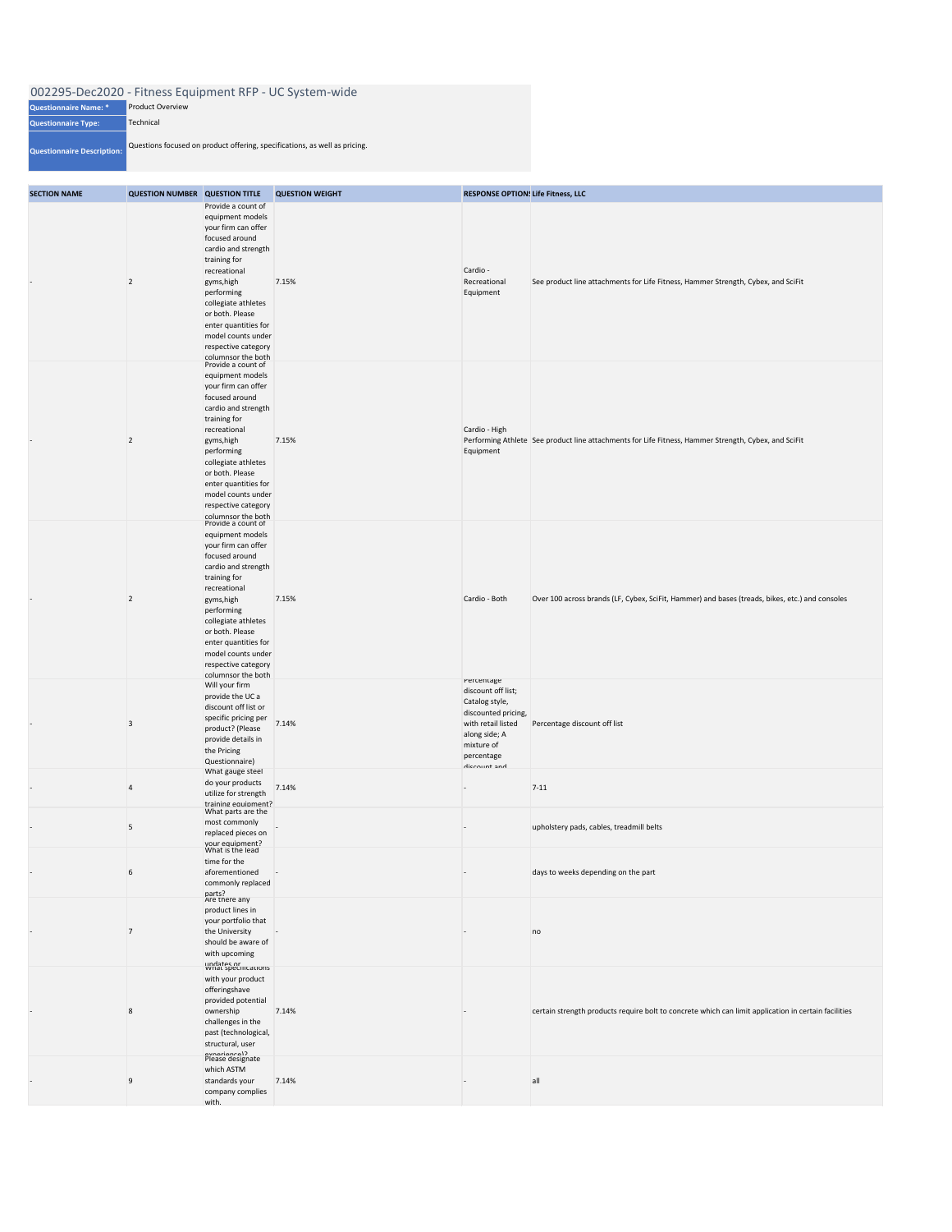# 002295-Dec2020 - Fitness Equipment RFP - UC System-wide

| | |
|---|---|
| **Questionnaire Name: *** | Product Overview |
| **Questionnaire Type:** | Technical |
| **Questionnaire Description:** | Questions focused on product offering, specifications, as well as pricing. |

| SECTION NAME | QUESTION NUMBER | QUESTION TITLE | QUESTION WEIGHT | RESPONSE OPTIONS | Life Fitness, LLC |
|---|---|---|---|---|---|
| - | 2 | Provide a count of equipment models your firm can offer focused around cardio and strength training for recreational gyms,high performing collegiate athletes or both. Please enter quantities for model counts under respective category columnsor the both | 7.15% | Cardio - Recreational Equipment | See product line attachments for Life Fitness, Hammer Strength, Cybex, and SciFit |
| - | 2 | Provide a count of equipment models your firm can offer focused around cardio and strength training for recreational gyms,high performing collegiate athletes or both. Please enter quantities for model counts under respective category columnsor the both | 7.15% | Cardio - High Performing Athlete Equipment | See product line attachments for Life Fitness, Hammer Strength, Cybex, and SciFit |
| - | 2 | Provide a count of equipment models your firm can offer focused around cardio and strength training for recreational gyms,high performing collegiate athletes or both. Please enter quantities for model counts under respective category columnsor the both | 7.15% | Cardio - Both | Over 100 across brands (LF, Cybex, SciFit, Hammer) and bases (treads, bikes, etc.) and consoles |
| - | 3 | Will your firm provide the UC a discount off list or specific pricing per product? (Please provide details in the Pricing Questionnaire) | 7.14% | Percentage discount off list; Catalog style, discounted pricing, with retail listed along side; A mixture of percentage discount and | Percentage discount off list |
| - | 4 | What gauge steel do your products utilize for strength training equipment? | 7.14% | - | 7-11 |
| - | 5 | What parts are the most commonly replaced pieces on your equipment? | - | - | upholstery pads, cables, treadmill belts |
| - | 6 | What is the lead time for the aforementioned commonly replaced parts? | - | - | days to weeks depending on the part |
| - | 7 | Are there any product lines in your portfolio that the University should be aware of with upcoming updates or | - | - | no |
| - | 8 | What specifications with your product offeringshave provided potential ownership challenges in the past (technological, structural, user experience)? | 7.14% | - | certain strength products require bolt to concrete which can limit application in certain facilities |
| - | 9 | Please designate which ASTM standards your company complies with. | 7.14% | - | all |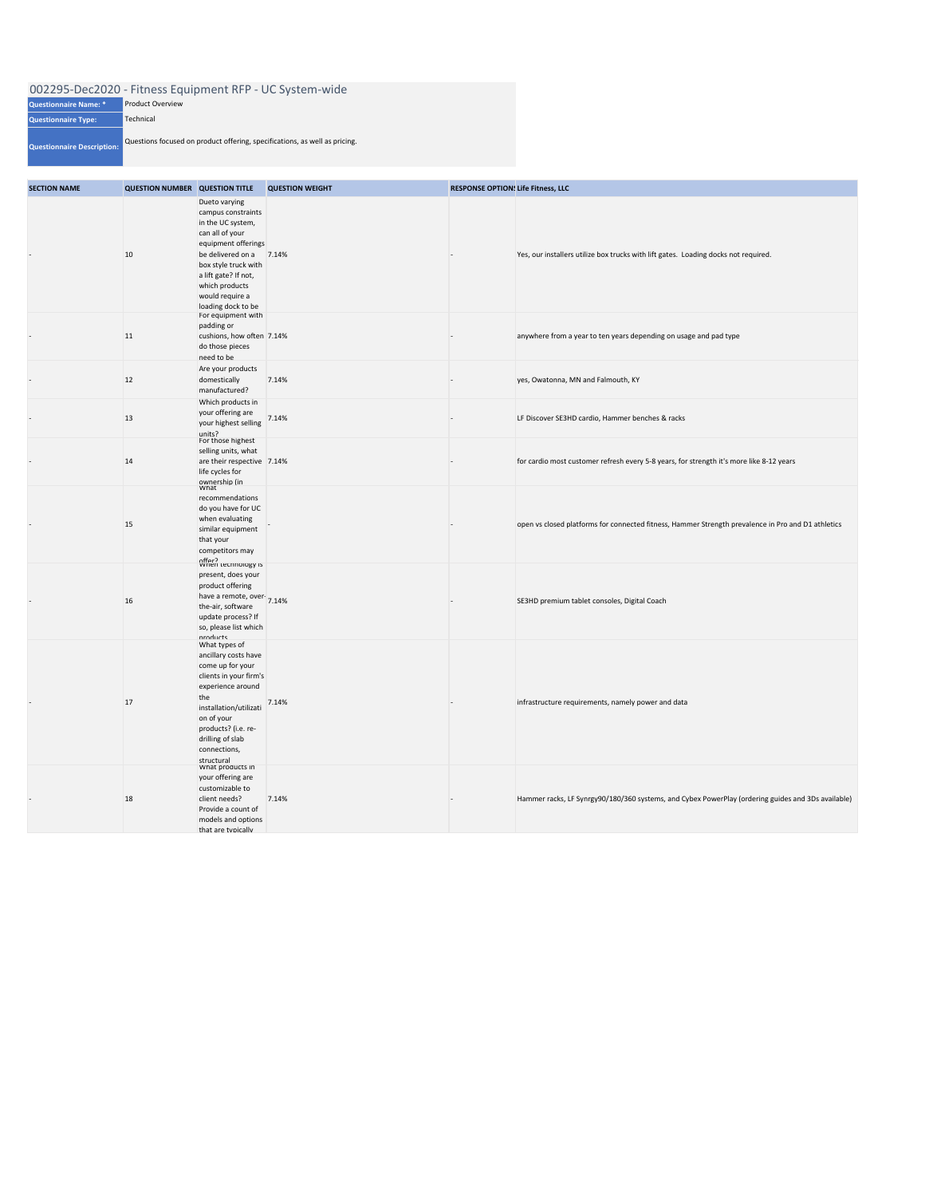002295-Dec2020 - Fitness Equipment RFP - UC System-wide

| | |
|---|---|
| **Questionnaire Name: *** | Product Overview |
| **Questionnaire Type:** | Technical |
| **Questionnaire Description:** | Questions focused on product offering, specifications, as well as pricing. |

| SECTION NAME | QUESTION NUMBER | QUESTION TITLE | QUESTION WEIGHT | RESPONSE OPTIONS | Life Fitness, LLC |
|---|---|---|---|---|---|
| - | 10 | Dueto varying campus constraints in the UC system, can all of your equipment offerings be delivered on a box style truck with a lift gate? If not, which products would require a loading dock to be | 7.14% | - | Yes, our installers utilize box trucks with lift gates. Loading docks not required. |
| - | 11 | For equipment with padding or cushions, how often do those pieces need to be | 7.14% | - | anywhere from a year to ten years depending on usage and pad type |
| - | 12 | Are your products domestically manufactured? | 7.14% | - | yes, Owatonna, MN and Falmouth, KY |
| - | 13 | Which products in your offering are your highest selling units? | 7.14% | - | LF Discover SE3HD cardio, Hammer benches & racks |
| - | 14 | For those highest selling units, what are their respective life cycles for ownership (in | 7.14% | - | for cardio most customer refresh every 5-8 years, for strength it's more like 8-12 years |
| - | 15 | What recommendations do you have for UC when evaluating similar equipment that your competitors may offer? | - | - | open vs closed platforms for connected fitness, Hammer Strength prevalence in Pro and D1 athletics |
| - | 16 | When technology is present, does your product offering have a remote, over-the-air, software update process? If so, please list which products | 7.14% | - | SE3HD premium tablet consoles, Digital Coach |
| - | 17 | What types of ancillary costs have come up for your clients in your firm's experience around the installation/utilization of your products? (i.e. re-drilling of slab connections, structural | 7.14% | - | infrastructure requirements, namely power and data |
| - | 18 | What products in your offering are customizable to client needs? Provide a count of models and options that are typically | 7.14% | - | Hammer racks, LF Synrgy90/180/360 systems, and Cybex PowerPlay (ordering guides and 3Ds available) |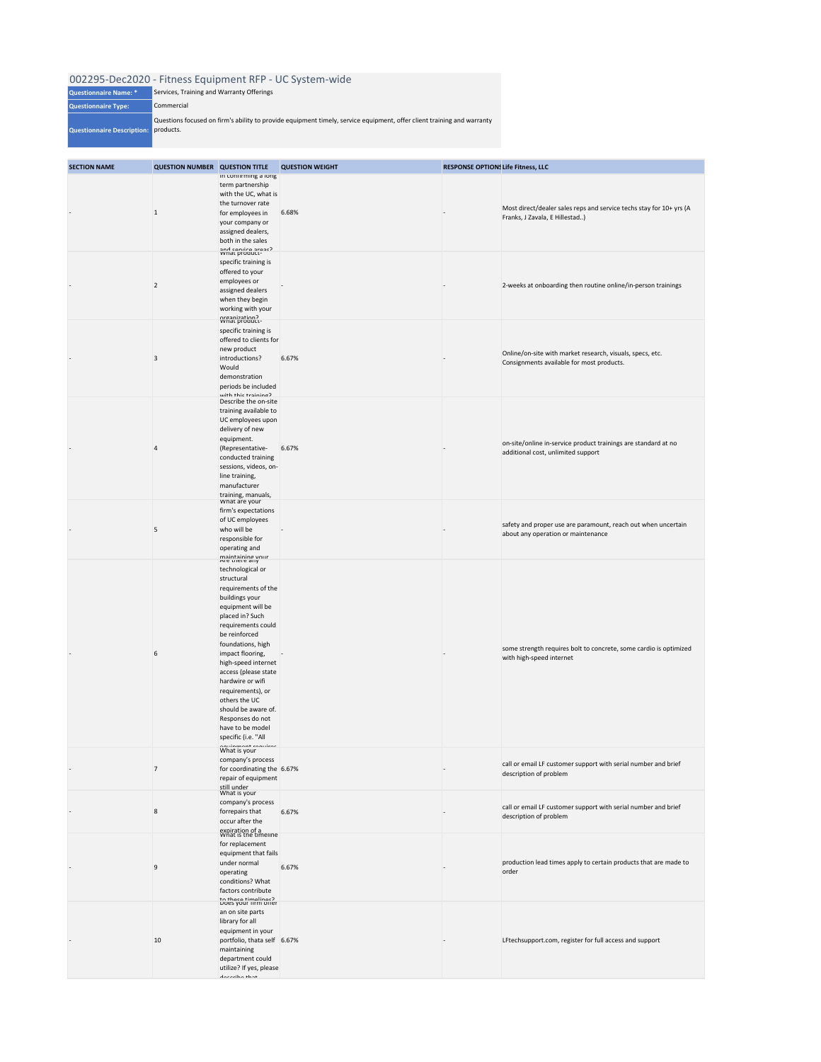## 002295-Dec2020 - Fitness Equipment RFP - UC System-wide

| | |
|---|---|
| **Questionnaire Name: *** | Services, Training and Warranty Offerings |
| **Questionnaire Type:** | Commercial |
| **Questionnaire Description:** | Questions focused on firm's ability to provide equipment timely, service equipment, offer client training and warranty products. |

| SECTION NAME | QUESTION NUMBER | QUESTION TITLE | QUESTION WEIGHT | RESPONSE OPTIONS | Life Fitness, LLC |
|---|---|---|---|---|---|
| - | 1 | In confirming a long term partnership with the UC, what is the turnover rate for employees in your company or assigned dealers, both in the sales and service areas? | 6.68% | - | Most direct/dealer sales reps and service techs stay for 10+ yrs (A Franks, J Zavala, E Hillestad..) |
| - | 2 | What product-specific training is offered to your employees or assigned dealers when they begin working with your organization? | - | - | 2-weeks at onboarding then routine online/in-person trainings |
| - | 3 | What product-specific training is offered to clients for new product introductions? Would demonstration periods be included with this training? | 6.67% | - | Online/on-site with market research, visuals, specs, etc. Consignments available for most products. |
| - | 4 | Describe the on-site training available to UC employees upon delivery of new equipment. (Representative-conducted training sessions, videos, on-line training, manufacturer training, manuals, | 6.67% | - | on-site/online in-service product trainings are standard at no additional cost, unlimited support |
| - | 5 | What are your firm's expectations of UC employees who will be responsible for operating and maintaining your | - | - | safety and proper use are paramount, reach out when uncertain about any operation or maintenance |
| - | 6 | Are there any technological or structural requirements of the buildings your equipment will be placed in? Such requirements could be reinforced foundations, high impact flooring, high-speed internet access (please state hardwire or wifi requirements), or others the UC should be aware of. Responses do not have to be model specific (i.e. "All equipment requires | - | - | some strength requires bolt to concrete, some cardio is optimized with high-speed internet |
| - | 7 | What is your company's process for coordinating the repair of equipment still under | 6.67% | - | call or email LF customer support with serial number and brief description of problem |
| - | 8 | What is your company's process forrepairs that occur after the expiration of a | 6.67% | - | call or email LF customer support with serial number and brief description of problem |
| - | 9 | What is the timeline for replacement equipment that fails under normal operating conditions? What factors contribute to these timelines? | 6.67% | - | production lead times apply to certain products that are made to order |
| - | 10 | Does your firm offer an on site parts library for all equipment in your portfolio, thata self maintaining department could utilize? If yes, please describe that | 6.67% | - | LFtechsupport.com, register for full access and support |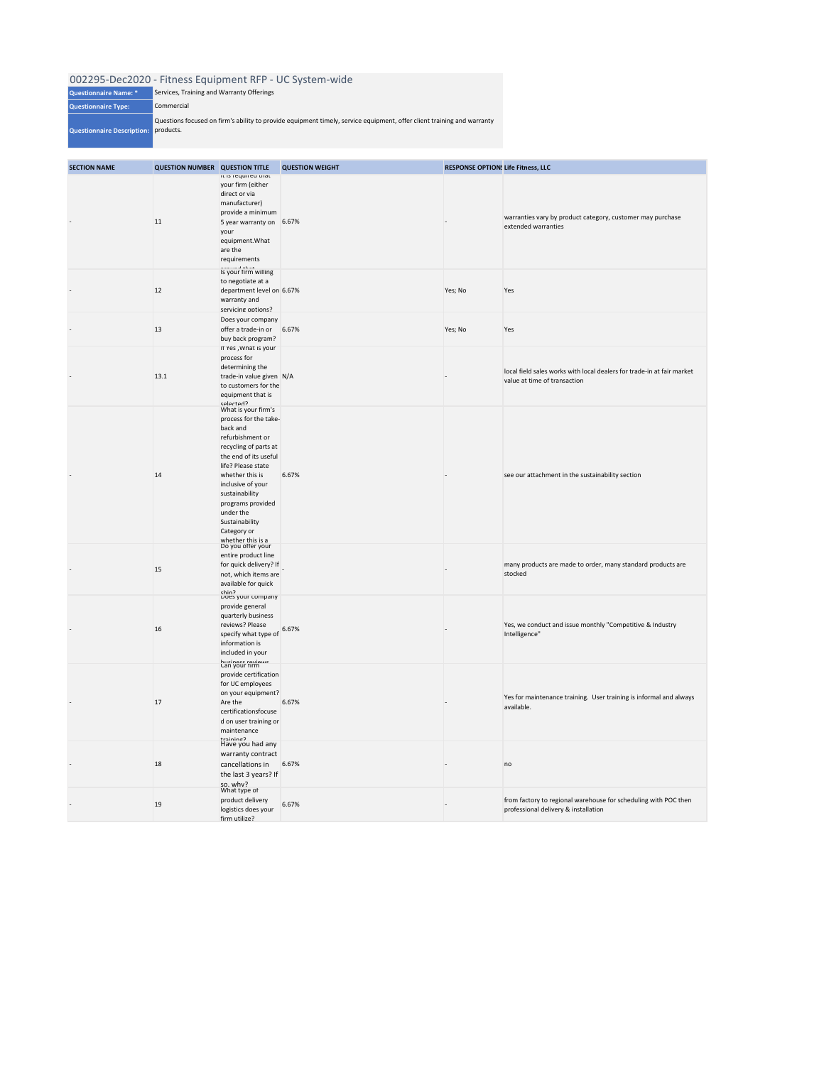# 002295-Dec2020 - Fitness Equipment RFP - UC System-wide

| | |
|---|---|
| **Questionnaire Name: *** | Services, Training and Warranty Offerings |
| **Questionnaire Type:** | Commercial |
| **Questionnaire Description:** | Questions focused on firm's ability to provide equipment timely, service equipment, offer client training and warranty products. |

| SECTION NAME | QUESTION NUMBER | QUESTION TITLE | QUESTION WEIGHT | RESPONSE OPTIONS | Life Fitness, LLC |
|---|---|---|---|---|---|
| - | 11 | It is required that your firm (either direct or via manufacturer) provide a minimum 5 year warranty on your equipment.What are the requirements around that | 6.67% | - | warranties vary by product category, customer may purchase extended warranties |
| - | 12 | Is your firm willing to negotiate at a department level on warranty and servicing options? | 6.67% | Yes; No | Yes |
| - | 13 | Does your company offer a trade-in or buy back program? | 6.67% | Yes; No | Yes |
| - | 13.1 | If Yes ,What is your process for determining the trade-in value given to customers for the equipment that is selected? | N/A | - | local field sales works with local dealers for trade-in at fair market value at time of transaction |
| - | 14 | What is your firm's process for the take-back and refurbishment or recycling of parts at the end of its useful life? Please state whether this is inclusive of your sustainability programs provided under the Sustainability Category or whether this is a | 6.67% | - | see our attachment in the sustainability section |
| - | 15 | Do you offer your entire product line for quick delivery? If not, which items are available for quick ship? | - | - | many products are made to order, many standard products are stocked |
| - | 16 | Does your company provide general quarterly business reviews? Please specify what type of information is included in your business reviews | 6.67% | - | Yes, we conduct and issue monthly "Competitive & Industry Intelligence" |
| - | 17 | Can your firm provide certification for UC employees on your equipment? Are the certificationsfocused on user training or maintenance training? | 6.67% | - | Yes for maintenance training. User training is informal and always available. |
| - | 18 | Have you had any warranty contract cancellations in the last 3 years? If so, why? | 6.67% | - | no |
| - | 19 | What type of product delivery logistics does your firm utilize? | 6.67% | - | from factory to regional warehouse for scheduling with POC then professional delivery & installation |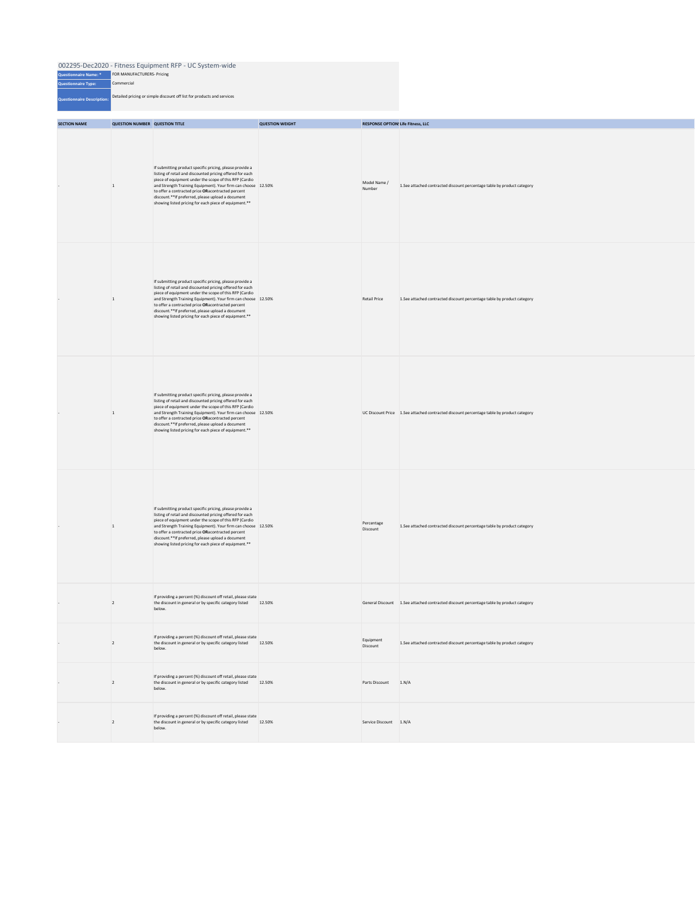002295-Dec2020 - Fitness Equipment RFP - UC System-wide

| | |
|---|---|
| **Questionnaire Name: *** | FOR MANUFACTURERS- Pricing |
| **Questionnaire Type:** | Commercial |
| **Questionnaire Description:** | Detailed pricing or simple discount off list for products and services |

| SECTION NAME | QUESTION NUMBER | QUESTION TITLE | QUESTION WEIGHT | RESPONSE OPTIONS | Life Fitness, LLC |
|---|---|---|---|---|---|
| - | 1 | If submitting product specific pricing, please provide a listing of retail and discounted pricing offered for each piece of equipment under the scope of this RFP (Cardio and Strength Training Equipment). Your firm can choose to offer a contracted price **OR** a contracted percent discount.**If preferred, please upload a document showing listed pricing for each piece of equipment.** | 12.50% | Model Name / Number | 1.See attached contracted discount percentage table by product category |
| - | 1 | If submitting product specific pricing, please provide a listing of retail and discounted pricing offered for each piece of equipment under the scope of this RFP (Cardio and Strength Training Equipment). Your firm can choose to offer a contracted price **OR** a contracted percent discount.**If preferred, please upload a document showing listed pricing for each piece of equipment.** | 12.50% | Retail Price | 1.See attached contracted discount percentage table by product category |
| - | 1 | If submitting product specific pricing, please provide a listing of retail and discounted pricing offered for each piece of equipment under the scope of this RFP (Cardio and Strength Training Equipment). Your firm can choose to offer a contracted price **OR** a contracted percent discount.**If preferred, please upload a document showing listed pricing for each piece of equipment.** | 12.50% | UC Discount Price | 1.See attached contracted discount percentage table by product category |
| - | 1 | If submitting product specific pricing, please provide a listing of retail and discounted pricing offered for each piece of equipment under the scope of this RFP (Cardio and Strength Training Equipment). Your firm can choose to offer a contracted price **OR** a contracted percent discount.**If preferred, please upload a document showing listed pricing for each piece of equipment.** | 12.50% | Percentage Discount | 1.See attached contracted discount percentage table by product category |
| - | 2 | If providing a percent (%) discount off retail, please state the discount in general or by specific category listed below. | 12.50% | General Discount | 1.See attached contracted discount percentage table by product category |
| - | 2 | If providing a percent (%) discount off retail, please state the discount in general or by specific category listed below. | 12.50% | Equipment Discount | 1.See attached contracted discount percentage table by product category |
| - | 2 | If providing a percent (%) discount off retail, please state the discount in general or by specific category listed below. | 12.50% | Parts Discount | 1.N/A |
| - | 2 | If providing a percent (%) discount off retail, please state the discount in general or by specific category listed below. | 12.50% | Service Discount | 1.N/A |